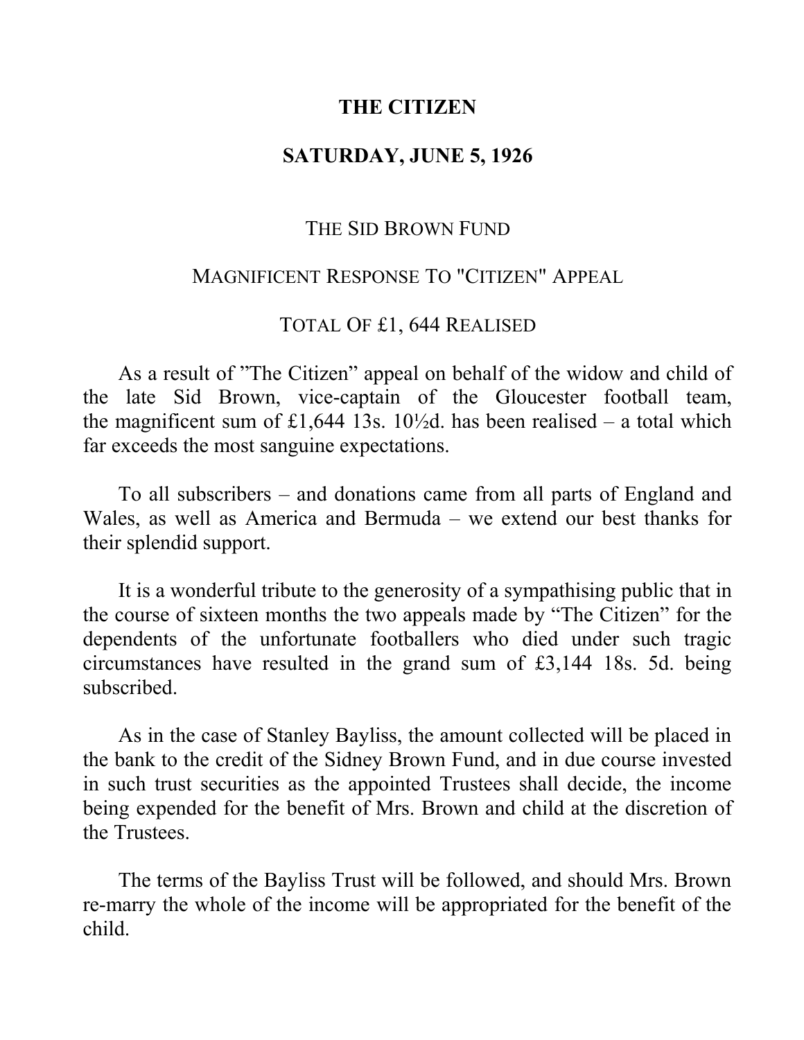# THE CITIZEN

## SATURDAY, JUNE 5, 1926

### THE SID BROWN FUND

### MAGNIFICENT RESPONSE TO "CITIZEN" APPEAL

### TOTAL OF £1, 644 REALISED

As a result of "The Citizen" appeal on behalf of the widow and child of the late Sid Brown, vice-captain of the Gloucester football team, the magnificent sum of £1,644 13s. 10½d. has been realised – a total which far exceeds the most sanguine expectations.

To all subscribers – and donations came from all parts of England and Wales, as well as America and Bermuda – we extend our best thanks for their splendid support.

It is a wonderful tribute to the generosity of a sympathising public that in the course of sixteen months the two appeals made by "The Citizen" for the dependents of the unfortunate footballers who died under such tragic circumstances have resulted in the grand sum of £3,144 18s. 5d. being subscribed.

As in the case of Stanley Bayliss, the amount collected will be placed in the bank to the credit of the Sidney Brown Fund, and in due course invested in such trust securities as the appointed Trustees shall decide, the income being expended for the benefit of Mrs. Brown and child at the discretion of the Trustees.

The terms of the Bayliss Trust will be followed, and should Mrs. Brown re-marry the whole of the income will be appropriated for the benefit of the child.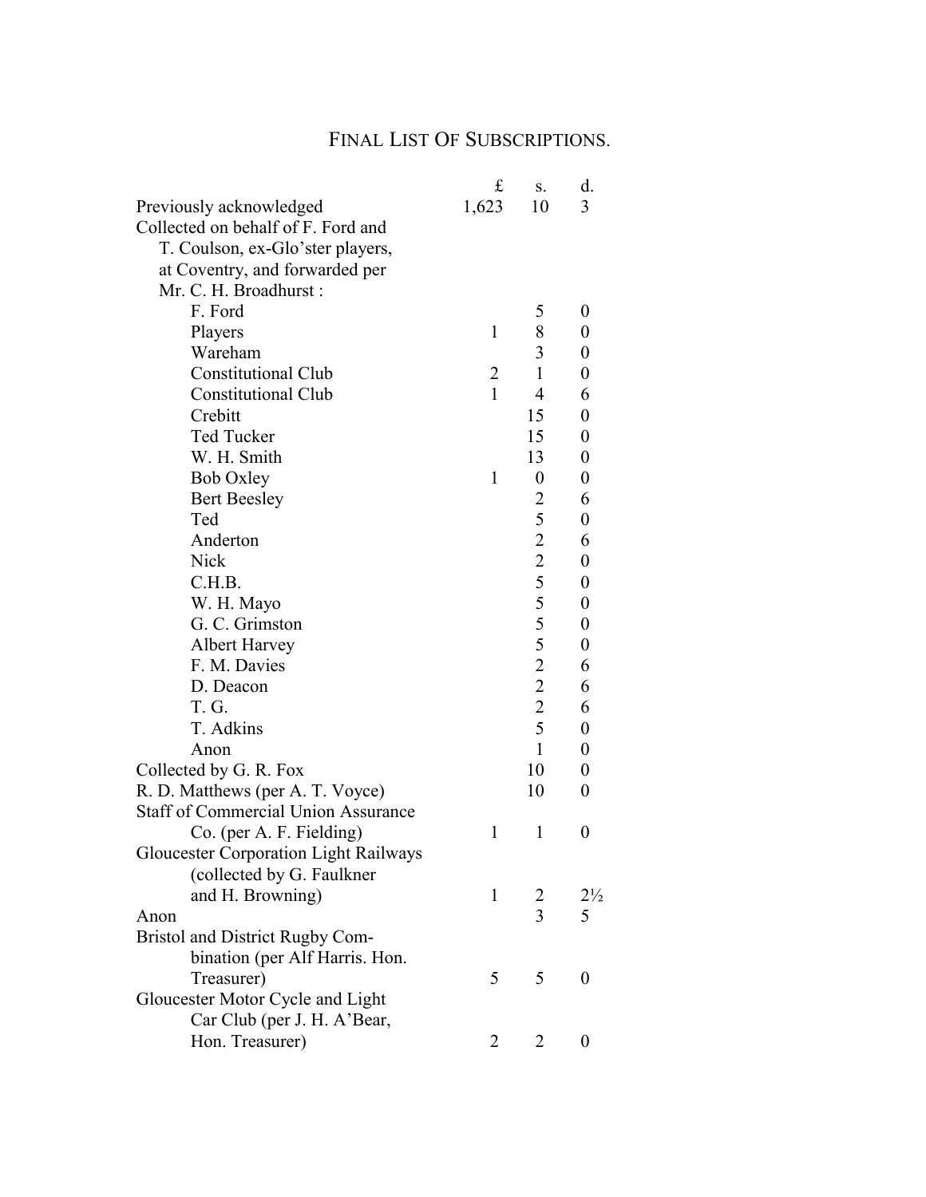## Final List Of Subscriptions.

| | £ | s. | d. |
|---|---|---|---|
| Previously acknowledged | 1,623 | 10 | 3 |
| Collected on behalf of F. Ford and T. Coulson, ex-Glo'ster players, at Coventry, and forwarded per Mr. C. H. Broadhurst : | | | |
| F. Ford | | 5 | 0 |
| Players | 1 | 8 | 0 |
| Wareham | | 3 | 0 |
| Constitutional Club | 2 | 1 | 0 |
| Constitutional Club | 1 | 4 | 6 |
| Crebitt | | 15 | 0 |
| Ted Tucker | | 15 | 0 |
| W. H. Smith | | 13 | 0 |
| Bob Oxley | 1 | 0 | 0 |
| Bert Beesley | | 2 | 6 |
| Ted | | 5 | 0 |
| Anderton | | 2 | 6 |
| Nick | | 2 | 0 |
| C.H.B. | | 5 | 0 |
| W. H. Mayo | | 5 | 0 |
| G. C. Grimston | | 5 | 0 |
| Albert Harvey | | 5 | 0 |
| F. M. Davies | | 2 | 6 |
| D. Deacon | | 2 | 6 |
| T. G. | | 2 | 6 |
| T. Adkins | | 5 | 0 |
| Anon | | 1 | 0 |
| Collected by G. R. Fox | | 10 | 0 |
| R. D. Matthews (per A. T. Voyce) | | 10 | 0 |
| Staff of Commercial Union Assurance Co. (per A. F. Fielding) | 1 | 1 | 0 |
| Gloucester Corporation Light Railways (collected by G. Faulkner and H. Browning) | 1 | 2 | 2½ |
| Anon | | 3 | 5 |
| Bristol and District Rugby Combination (per Alf Harris. Hon. Treasurer) | 5 | 5 | 0 |
| Gloucester Motor Cycle and Light Car Club (per J. H. A'Bear, Hon. Treasurer) | 2 | 2 | 0 |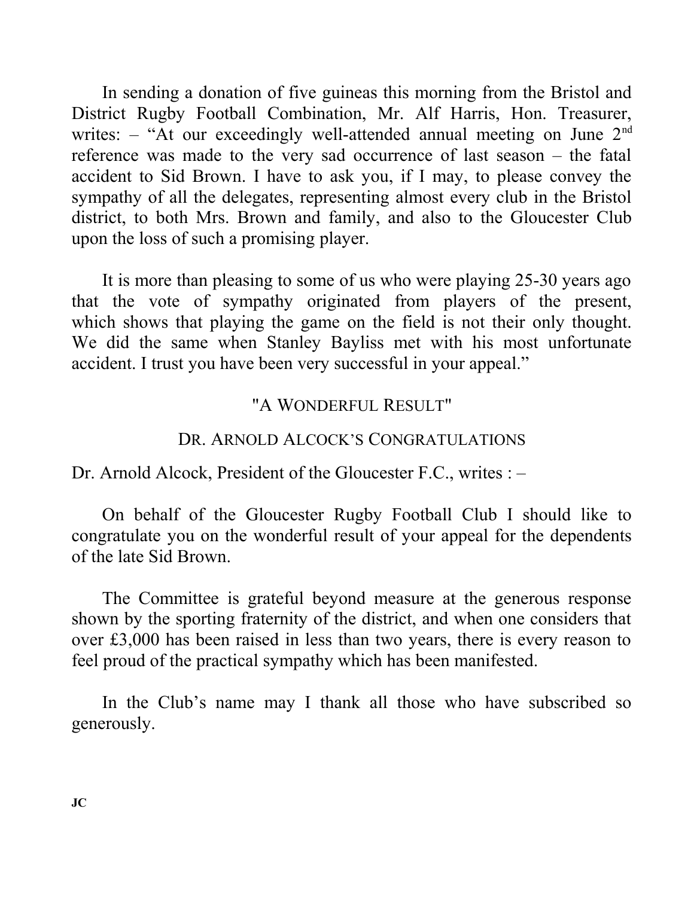In sending a donation of five guineas this morning from the Bristol and District Rugby Football Combination, Mr. Alf Harris, Hon. Treasurer, writes: – "At our exceedingly well-attended annual meeting on June 2nd reference was made to the very sad occurrence of last season – the fatal accident to Sid Brown. I have to ask you, if I may, to please convey the sympathy of all the delegates, representing almost every club in the Bristol district, to both Mrs. Brown and family, and also to the Gloucester Club upon the loss of such a promising player.

It is more than pleasing to some of us who were playing 25-30 years ago that the vote of sympathy originated from players of the present, which shows that playing the game on the field is not their only thought. We did the same when Stanley Bayliss met with his most unfortunate accident. I trust you have been very successful in your appeal."

## "A WONDERFUL RESULT"

### DR. ARNOLD ALCOCK'S CONGRATULATIONS

Dr. Arnold Alcock, President of the Gloucester F.C., writes : –

On behalf of the Gloucester Rugby Football Club I should like to congratulate you on the wonderful result of your appeal for the dependents of the late Sid Brown.

The Committee is grateful beyond measure at the generous response shown by the sporting fraternity of the district, and when one considers that over £3,000 has been raised in less than two years, there is every reason to feel proud of the practical sympathy which has been manifested.

In the Club's name may I thank all those who have subscribed so generously.

**JC**